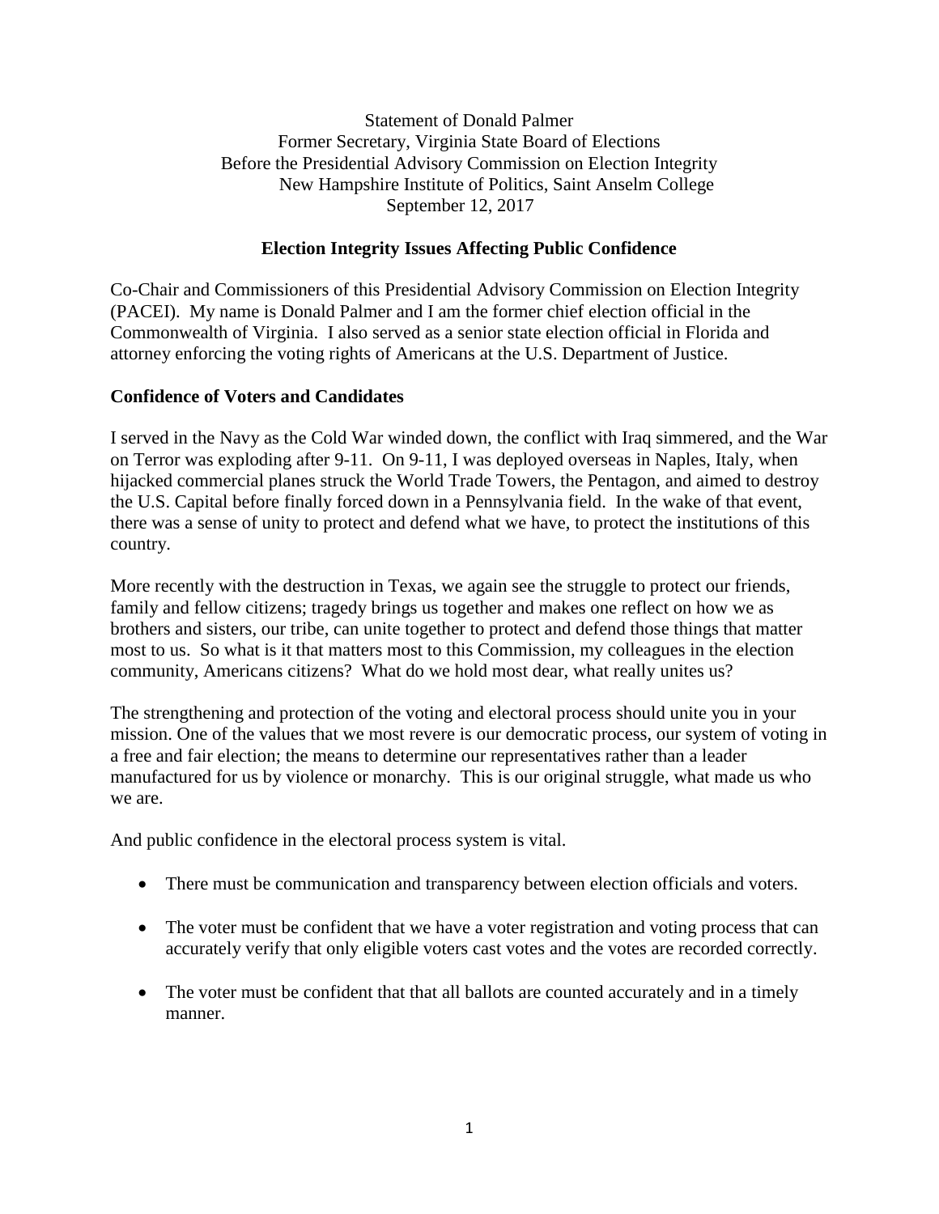Statement of Donald Palmer
Former Secretary, Virginia State Board of Elections
Before the Presidential Advisory Commission on Election Integrity
New Hampshire Institute of Politics, Saint Anselm College
September 12, 2017

## Election Integrity Issues Affecting Public Confidence

Co-Chair and Commissioners of this Presidential Advisory Commission on Election Integrity (PACEI). My name is Donald Palmer and I am the former chief election official in the Commonwealth of Virginia. I also served as a senior state election official in Florida and attorney enforcing the voting rights of Americans at the U.S. Department of Justice.

### Confidence of Voters and Candidates

I served in the Navy as the Cold War winded down, the conflict with Iraq simmered, and the War on Terror was exploding after 9-11. On 9-11, I was deployed overseas in Naples, Italy, when hijacked commercial planes struck the World Trade Towers, the Pentagon, and aimed to destroy the U.S. Capital before finally forced down in a Pennsylvania field. In the wake of that event, there was a sense of unity to protect and defend what we have, to protect the institutions of this country.

More recently with the destruction in Texas, we again see the struggle to protect our friends, family and fellow citizens; tragedy brings us together and makes one reflect on how we as brothers and sisters, our tribe, can unite together to protect and defend those things that matter most to us. So what is it that matters most to this Commission, my colleagues in the election community, Americans citizens? What do we hold most dear, what really unites us?

The strengthening and protection of the voting and electoral process should unite you in your mission. One of the values that we most revere is our democratic process, our system of voting in a free and fair election; the means to determine our representatives rather than a leader manufactured for us by violence or monarchy. This is our original struggle, what made us who we are.

And public confidence in the electoral process system is vital.

- There must be communication and transparency between election officials and voters.
- The voter must be confident that we have a voter registration and voting process that can accurately verify that only eligible voters cast votes and the votes are recorded correctly.
- The voter must be confident that that all ballots are counted accurately and in a timely manner.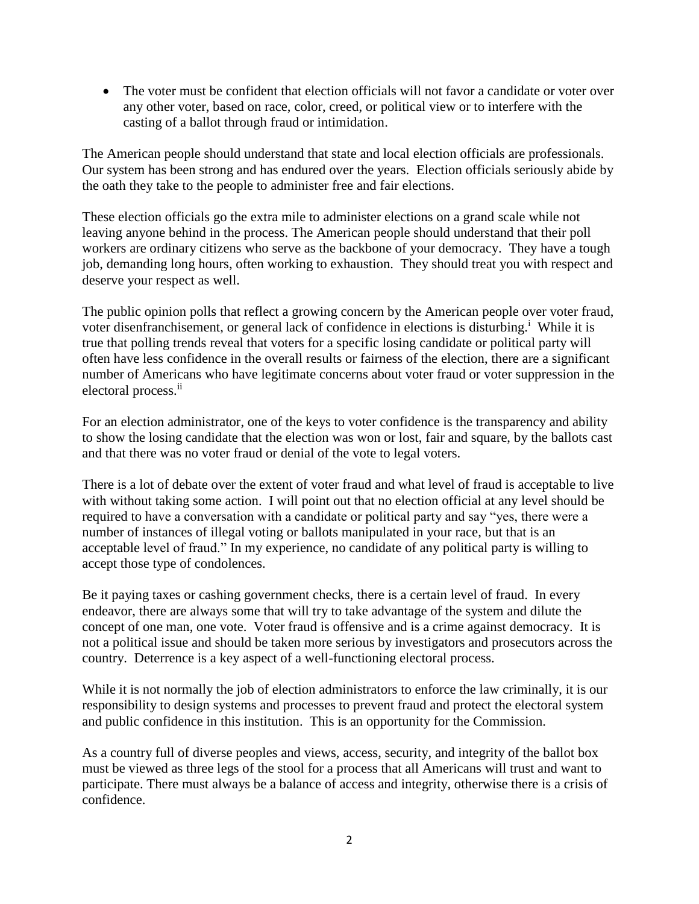- The voter must be confident that election officials will not favor a candidate or voter over any other voter, based on race, color, creed, or political view or to interfere with the casting of a ballot through fraud or intimidation.

The American people should understand that state and local election officials are professionals. Our system has been strong and has endured over the years. Election officials seriously abide by the oath they take to the people to administer free and fair elections.

These election officials go the extra mile to administer elections on a grand scale while not leaving anyone behind in the process. The American people should understand that their poll workers are ordinary citizens who serve as the backbone of your democracy. They have a tough job, demanding long hours, often working to exhaustion. They should treat you with respect and deserve your respect as well.

The public opinion polls that reflect a growing concern by the American people over voter fraud, voter disenfranchisement, or general lack of confidence in elections is disturbing.[i] While it is true that polling trends reveal that voters for a specific losing candidate or political party will often have less confidence in the overall results or fairness of the election, there are a significant number of Americans who have legitimate concerns about voter fraud or voter suppression in the electoral process.[ii]

For an election administrator, one of the keys to voter confidence is the transparency and ability to show the losing candidate that the election was won or lost, fair and square, by the ballots cast and that there was no voter fraud or denial of the vote to legal voters.

There is a lot of debate over the extent of voter fraud and what level of fraud is acceptable to live with without taking some action. I will point out that no election official at any level should be required to have a conversation with a candidate or political party and say "yes, there were a number of instances of illegal voting or ballots manipulated in your race, but that is an acceptable level of fraud." In my experience, no candidate of any political party is willing to accept those type of condolences.

Be it paying taxes or cashing government checks, there is a certain level of fraud. In every endeavor, there are always some that will try to take advantage of the system and dilute the concept of one man, one vote. Voter fraud is offensive and is a crime against democracy. It is not a political issue and should be taken more serious by investigators and prosecutors across the country. Deterrence is a key aspect of a well-functioning electoral process.

While it is not normally the job of election administrators to enforce the law criminally, it is our responsibility to design systems and processes to prevent fraud and protect the electoral system and public confidence in this institution. This is an opportunity for the Commission.

As a country full of diverse peoples and views, access, security, and integrity of the ballot box must be viewed as three legs of the stool for a process that all Americans will trust and want to participate. There must always be a balance of access and integrity, otherwise there is a crisis of confidence.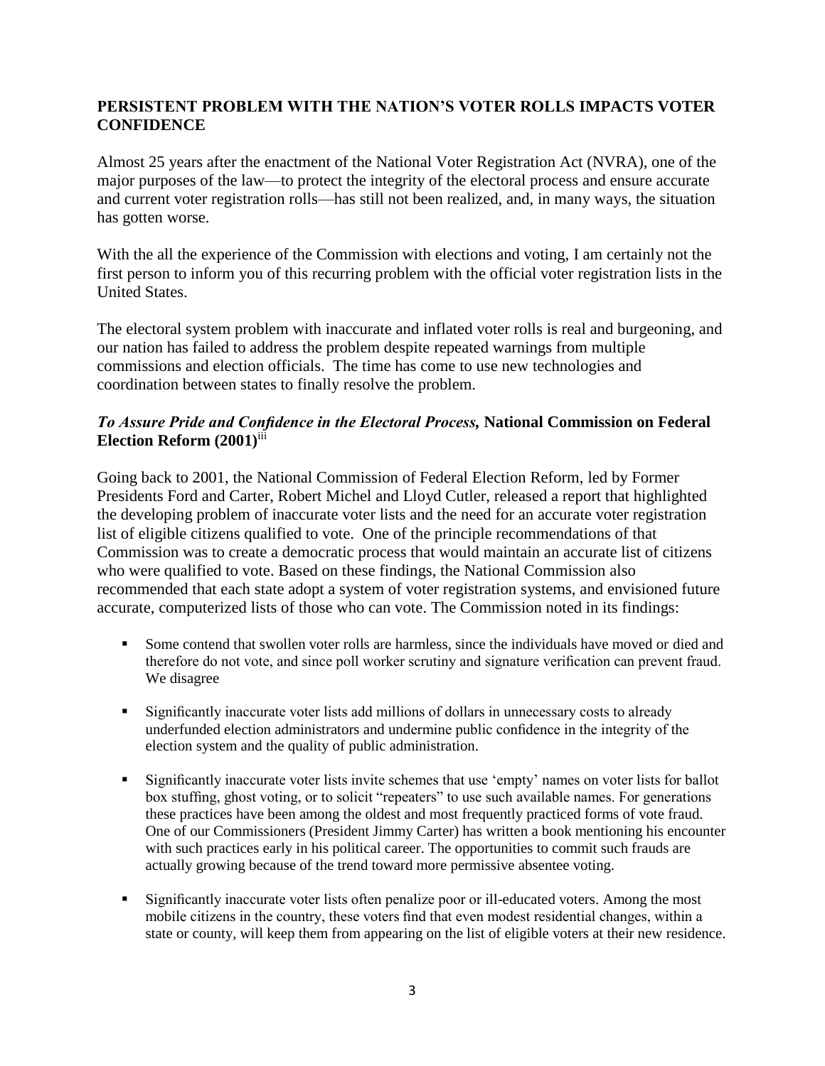**PERSISTENT PROBLEM WITH THE NATION'S VOTER ROLLS IMPACTS VOTER CONFIDENCE**

Almost 25 years after the enactment of the National Voter Registration Act (NVRA), one of the major purposes of the law—to protect the integrity of the electoral process and ensure accurate and current voter registration rolls—has still not been realized, and, in many ways, the situation has gotten worse.

With the all the experience of the Commission with elections and voting, I am certainly not the first person to inform you of this recurring problem with the official voter registration lists in the United States.

The electoral system problem with inaccurate and inflated voter rolls is real and burgeoning, and our nation has failed to address the problem despite repeated warnings from multiple commissions and election officials. The time has come to use new technologies and coordination between states to finally resolve the problem.

***To Assure Pride and Confidence in the Electoral Process,* National Commission on Federal Election Reform (2001)**[iii]

Going back to 2001, the National Commission of Federal Election Reform, led by Former Presidents Ford and Carter, Robert Michel and Lloyd Cutler, released a report that highlighted the developing problem of inaccurate voter lists and the need for an accurate voter registration list of eligible citizens qualified to vote. One of the principle recommendations of that Commission was to create a democratic process that would maintain an accurate list of citizens who were qualified to vote. Based on these findings, the National Commission also recommended that each state adopt a system of voter registration systems, and envisioned future accurate, computerized lists of those who can vote. The Commission noted in its findings:

- Some contend that swollen voter rolls are harmless, since the individuals have moved or died and therefore do not vote, and since poll worker scrutiny and signature verification can prevent fraud. We disagree

- Significantly inaccurate voter lists add millions of dollars in unnecessary costs to already underfunded election administrators and undermine public confidence in the integrity of the election system and the quality of public administration.

- Significantly inaccurate voter lists invite schemes that use 'empty' names on voter lists for ballot box stuffing, ghost voting, or to solicit "repeaters" to use such available names. For generations these practices have been among the oldest and most frequently practiced forms of vote fraud. One of our Commissioners (President Jimmy Carter) has written a book mentioning his encounter with such practices early in his political career. The opportunities to commit such frauds are actually growing because of the trend toward more permissive absentee voting.

- Significantly inaccurate voter lists often penalize poor or ill-educated voters. Among the most mobile citizens in the country, these voters find that even modest residential changes, within a state or county, will keep them from appearing on the list of eligible voters at their new residence.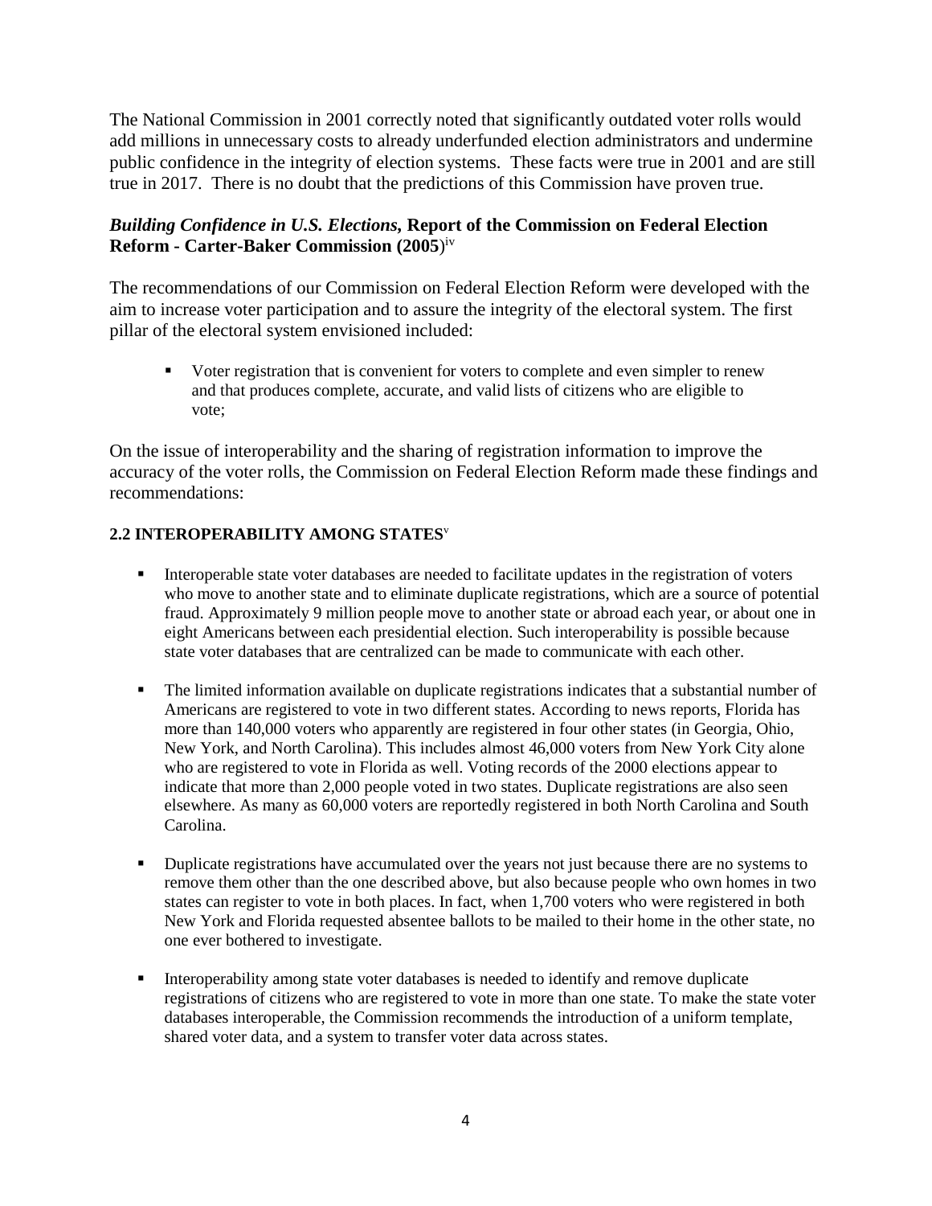The National Commission in 2001 correctly noted that significantly outdated voter rolls would add millions in unnecessary costs to already underfunded election administrators and undermine public confidence in the integrity of election systems. These facts were true in 2001 and are still true in 2017. There is no doubt that the predictions of this Commission have proven true.

### ***Building Confidence in U.S. Elections,* Report of the Commission on Federal Election Reform - Carter-Baker Commission (2005)**[iv]

The recommendations of our Commission on Federal Election Reform were developed with the aim to increase voter participation and to assure the integrity of the electoral system. The first pillar of the electoral system envisioned included:

- Voter registration that is convenient for voters to complete and even simpler to renew and that produces complete, accurate, and valid lists of citizens who are eligible to vote;

On the issue of interoperability and the sharing of registration information to improve the accuracy of the voter rolls, the Commission on Federal Election Reform made these findings and recommendations:

#### **2.2 INTEROPERABILITY AMONG STATES**[v]

- Interoperable state voter databases are needed to facilitate updates in the registration of voters who move to another state and to eliminate duplicate registrations, which are a source of potential fraud. Approximately 9 million people move to another state or abroad each year, or about one in eight Americans between each presidential election. Such interoperability is possible because state voter databases that are centralized can be made to communicate with each other.

- The limited information available on duplicate registrations indicates that a substantial number of Americans are registered to vote in two different states. According to news reports, Florida has more than 140,000 voters who apparently are registered in four other states (in Georgia, Ohio, New York, and North Carolina). This includes almost 46,000 voters from New York City alone who are registered to vote in Florida as well. Voting records of the 2000 elections appear to indicate that more than 2,000 people voted in two states. Duplicate registrations are also seen elsewhere. As many as 60,000 voters are reportedly registered in both North Carolina and South Carolina.

- Duplicate registrations have accumulated over the years not just because there are no systems to remove them other than the one described above, but also because people who own homes in two states can register to vote in both places. In fact, when 1,700 voters who were registered in both New York and Florida requested absentee ballots to be mailed to their home in the other state, no one ever bothered to investigate.

- Interoperability among state voter databases is needed to identify and remove duplicate registrations of citizens who are registered to vote in more than one state. To make the state voter databases interoperable, the Commission recommends the introduction of a uniform template, shared voter data, and a system to transfer voter data across states.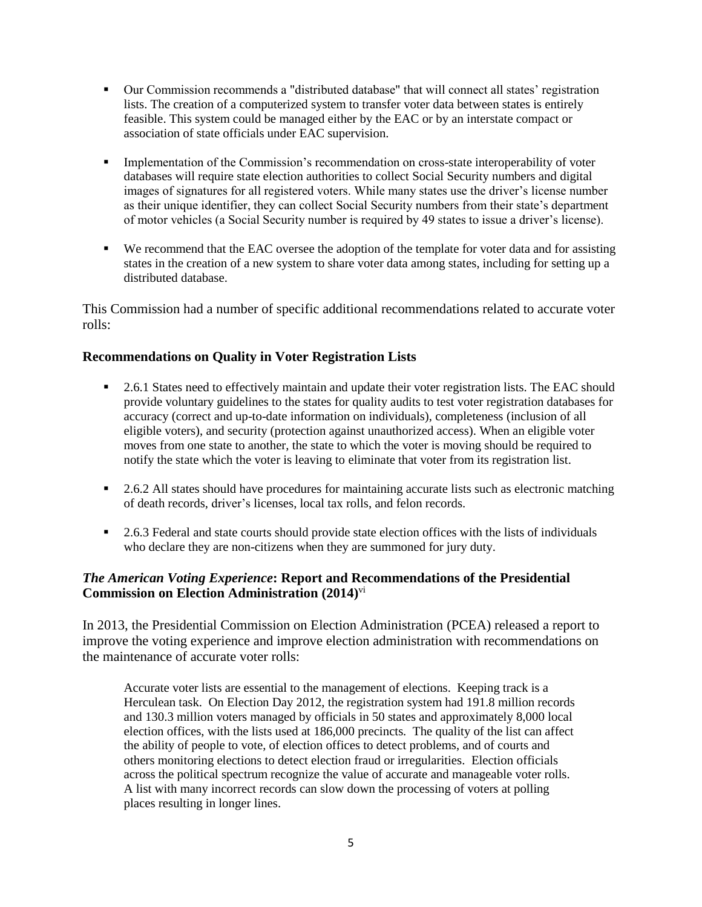- Our Commission recommends a "distributed database" that will connect all states' registration lists. The creation of a computerized system to transfer voter data between states is entirely feasible. This system could be managed either by the EAC or by an interstate compact or association of state officials under EAC supervision.

- Implementation of the Commission's recommendation on cross-state interoperability of voter databases will require state election authorities to collect Social Security numbers and digital images of signatures for all registered voters. While many states use the driver's license number as their unique identifier, they can collect Social Security numbers from their state's department of motor vehicles (a Social Security number is required by 49 states to issue a driver's license).

- We recommend that the EAC oversee the adoption of the template for voter data and for assisting states in the creation of a new system to share voter data among states, including for setting up a distributed database.

This Commission had a number of specific additional recommendations related to accurate voter rolls:

### Recommendations on Quality in Voter Registration Lists

- 2.6.1 States need to effectively maintain and update their voter registration lists. The EAC should provide voluntary guidelines to the states for quality audits to test voter registration databases for accuracy (correct and up-to-date information on individuals), completeness (inclusion of all eligible voters), and security (protection against unauthorized access). When an eligible voter moves from one state to another, the state to which the voter is moving should be required to notify the state which the voter is leaving to eliminate that voter from its registration list.

- 2.6.2 All states should have procedures for maintaining accurate lists such as electronic matching of death records, driver's licenses, local tax rolls, and felon records.

- 2.6.3 Federal and state courts should provide state election offices with the lists of individuals who declare they are non-citizens when they are summoned for jury duty.

### *The American Voting Experience*: Report and Recommendations of the Presidential Commission on Election Administration (2014)[vi]

In 2013, the Presidential Commission on Election Administration (PCEA) released a report to improve the voting experience and improve election administration with recommendations on the maintenance of accurate voter rolls:

> Accurate voter lists are essential to the management of elections. Keeping track is a Herculean task. On Election Day 2012, the registration system had 191.8 million records and 130.3 million voters managed by officials in 50 states and approximately 8,000 local election offices, with the lists used at 186,000 precincts. The quality of the list can affect the ability of people to vote, of election offices to detect problems, and of courts and others monitoring elections to detect election fraud or irregularities. Election officials across the political spectrum recognize the value of accurate and manageable voter rolls. A list with many incorrect records can slow down the processing of voters at polling places resulting in longer lines.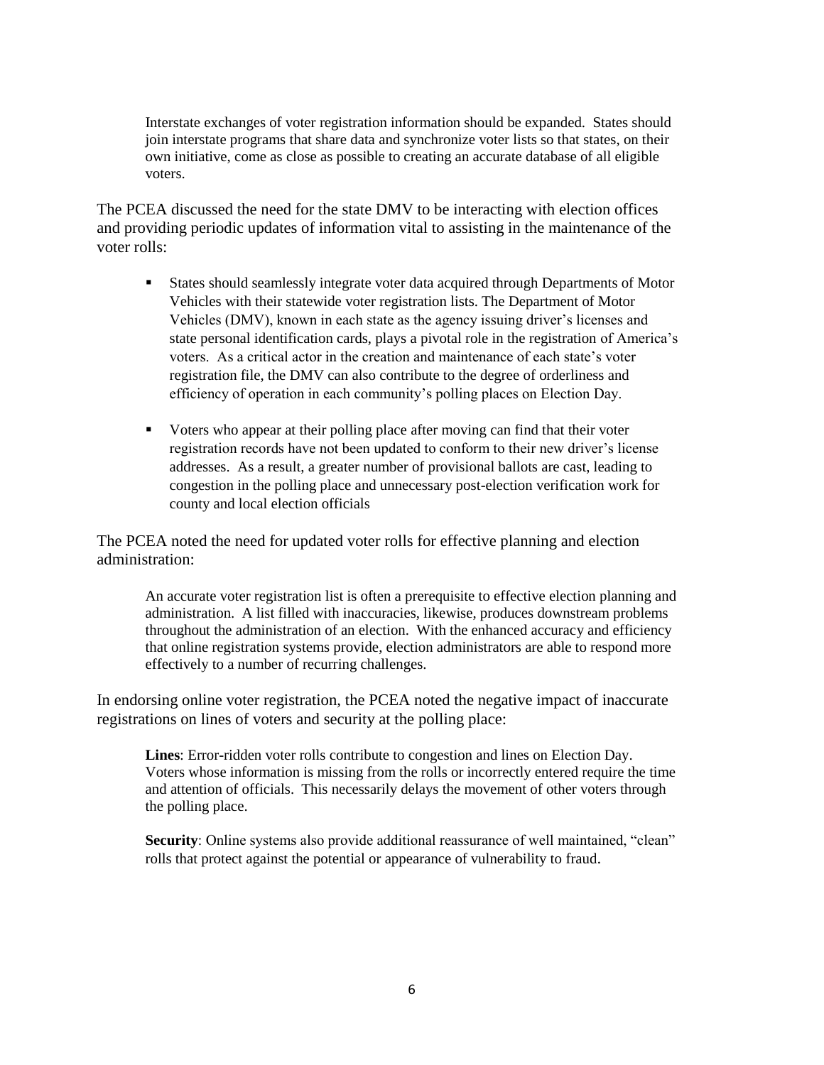> Interstate exchanges of voter registration information should be expanded. States should join interstate programs that share data and synchronize voter lists so that states, on their own initiative, come as close as possible to creating an accurate database of all eligible voters.

The PCEA discussed the need for the state DMV to be interacting with election offices and providing periodic updates of information vital to assisting in the maintenance of the voter rolls:

- States should seamlessly integrate voter data acquired through Departments of Motor Vehicles with their statewide voter registration lists. The Department of Motor Vehicles (DMV), known in each state as the agency issuing driver's licenses and state personal identification cards, plays a pivotal role in the registration of America's voters. As a critical actor in the creation and maintenance of each state's voter registration file, the DMV can also contribute to the degree of orderliness and efficiency of operation in each community's polling places on Election Day.

- Voters who appear at their polling place after moving can find that their voter registration records have not been updated to conform to their new driver's license addresses. As a result, a greater number of provisional ballots are cast, leading to congestion in the polling place and unnecessary post-election verification work for county and local election officials

The PCEA noted the need for updated voter rolls for effective planning and election administration:

> An accurate voter registration list is often a prerequisite to effective election planning and administration. A list filled with inaccuracies, likewise, produces downstream problems throughout the administration of an election. With the enhanced accuracy and efficiency that online registration systems provide, election administrators are able to respond more effectively to a number of recurring challenges.

In endorsing online voter registration, the PCEA noted the negative impact of inaccurate registrations on lines of voters and security at the polling place:

> **Lines**: Error-ridden voter rolls contribute to congestion and lines on Election Day. Voters whose information is missing from the rolls or incorrectly entered require the time and attention of officials. This necessarily delays the movement of other voters through the polling place.
>
> **Security**: Online systems also provide additional reassurance of well maintained, "clean" rolls that protect against the potential or appearance of vulnerability to fraud.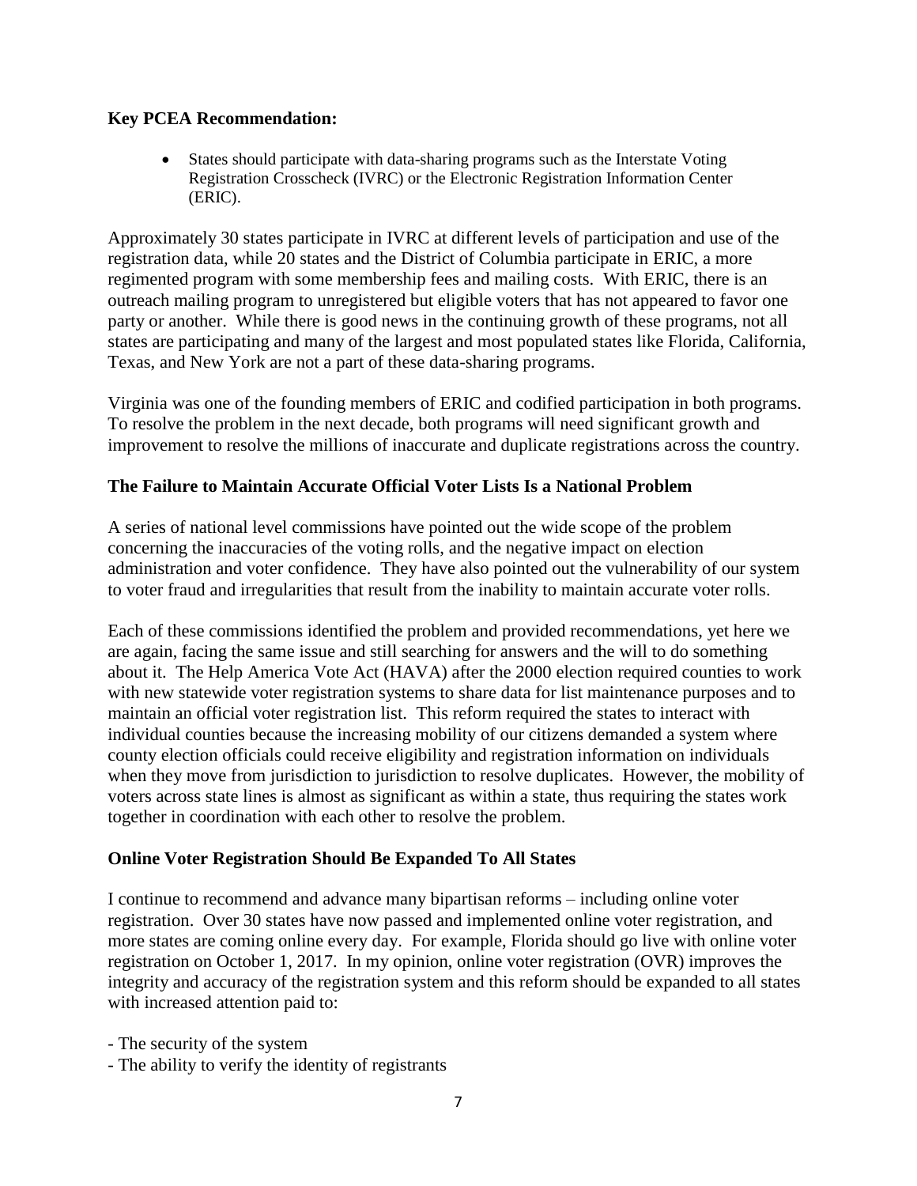**Key PCEA Recommendation:**

- States should participate with data-sharing programs such as the Interstate Voting Registration Crosscheck (IVRC) or the Electronic Registration Information Center (ERIC).

Approximately 30 states participate in IVRC at different levels of participation and use of the registration data, while 20 states and the District of Columbia participate in ERIC, a more regimented program with some membership fees and mailing costs. With ERIC, there is an outreach mailing program to unregistered but eligible voters that has not appeared to favor one party or another. While there is good news in the continuing growth of these programs, not all states are participating and many of the largest and most populated states like Florida, California, Texas, and New York are not a part of these data-sharing programs.

Virginia was one of the founding members of ERIC and codified participation in both programs. To resolve the problem in the next decade, both programs will need significant growth and improvement to resolve the millions of inaccurate and duplicate registrations across the country.

**The Failure to Maintain Accurate Official Voter Lists Is a National Problem**

A series of national level commissions have pointed out the wide scope of the problem concerning the inaccuracies of the voting rolls, and the negative impact on election administration and voter confidence. They have also pointed out the vulnerability of our system to voter fraud and irregularities that result from the inability to maintain accurate voter rolls.

Each of these commissions identified the problem and provided recommendations, yet here we are again, facing the same issue and still searching for answers and the will to do something about it. The Help America Vote Act (HAVA) after the 2000 election required counties to work with new statewide voter registration systems to share data for list maintenance purposes and to maintain an official voter registration list. This reform required the states to interact with individual counties because the increasing mobility of our citizens demanded a system where county election officials could receive eligibility and registration information on individuals when they move from jurisdiction to jurisdiction to resolve duplicates. However, the mobility of voters across state lines is almost as significant as within a state, thus requiring the states work together in coordination with each other to resolve the problem.

**Online Voter Registration Should Be Expanded To All States**

I continue to recommend and advance many bipartisan reforms – including online voter registration. Over 30 states have now passed and implemented online voter registration, and more states are coming online every day. For example, Florida should go live with online voter registration on October 1, 2017. In my opinion, online voter registration (OVR) improves the integrity and accuracy of the registration system and this reform should be expanded to all states with increased attention paid to:

- The security of the system
- The ability to verify the identity of registrants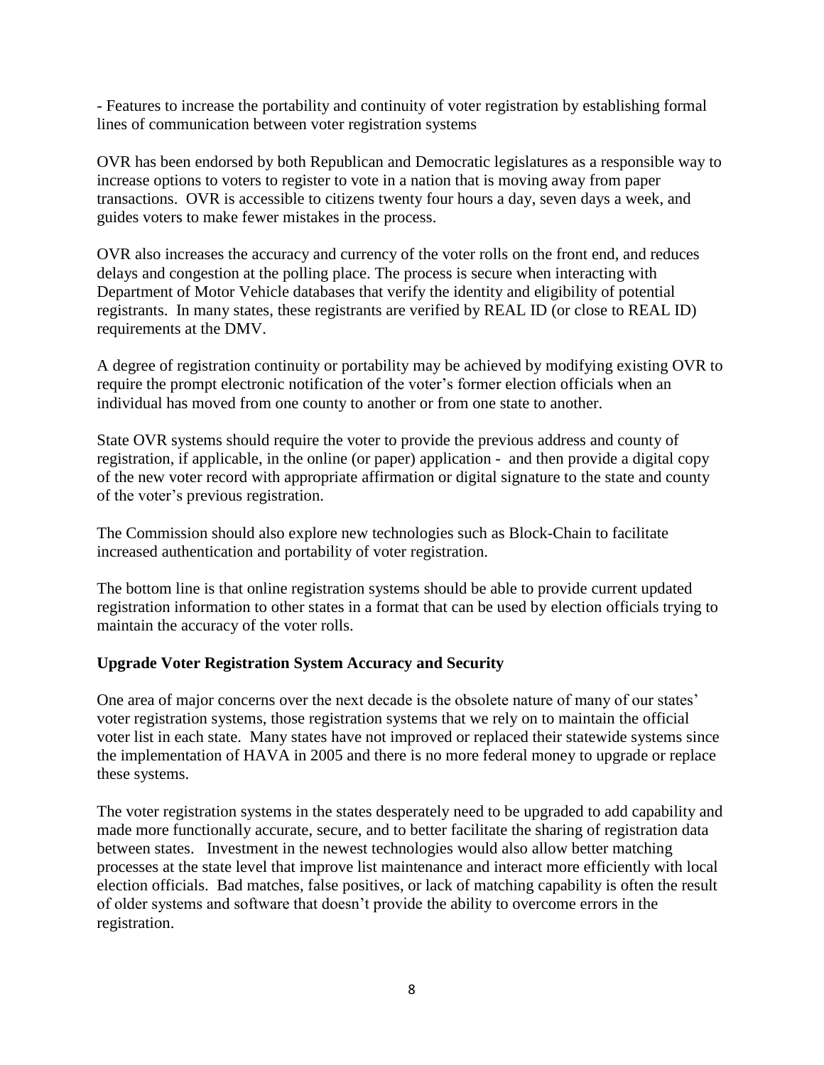- Features to increase the portability and continuity of voter registration by establishing formal lines of communication between voter registration systems

OVR has been endorsed by both Republican and Democratic legislatures as a responsible way to increase options to voters to register to vote in a nation that is moving away from paper transactions. OVR is accessible to citizens twenty four hours a day, seven days a week, and guides voters to make fewer mistakes in the process.

OVR also increases the accuracy and currency of the voter rolls on the front end, and reduces delays and congestion at the polling place. The process is secure when interacting with Department of Motor Vehicle databases that verify the identity and eligibility of potential registrants. In many states, these registrants are verified by REAL ID (or close to REAL ID) requirements at the DMV.

A degree of registration continuity or portability may be achieved by modifying existing OVR to require the prompt electronic notification of the voter's former election officials when an individual has moved from one county to another or from one state to another.

State OVR systems should require the voter to provide the previous address and county of registration, if applicable, in the online (or paper) application - and then provide a digital copy of the new voter record with appropriate affirmation or digital signature to the state and county of the voter's previous registration.

The Commission should also explore new technologies such as Block-Chain to facilitate increased authentication and portability of voter registration.

The bottom line is that online registration systems should be able to provide current updated registration information to other states in a format that can be used by election officials trying to maintain the accuracy of the voter rolls.

**Upgrade Voter Registration System Accuracy and Security**

One area of major concerns over the next decade is the obsolete nature of many of our states' voter registration systems, those registration systems that we rely on to maintain the official voter list in each state. Many states have not improved or replaced their statewide systems since the implementation of HAVA in 2005 and there is no more federal money to upgrade or replace these systems.

The voter registration systems in the states desperately need to be upgraded to add capability and made more functionally accurate, secure, and to better facilitate the sharing of registration data between states. Investment in the newest technologies would also allow better matching processes at the state level that improve list maintenance and interact more efficiently with local election officials. Bad matches, false positives, or lack of matching capability is often the result of older systems and software that doesn't provide the ability to overcome errors in the registration.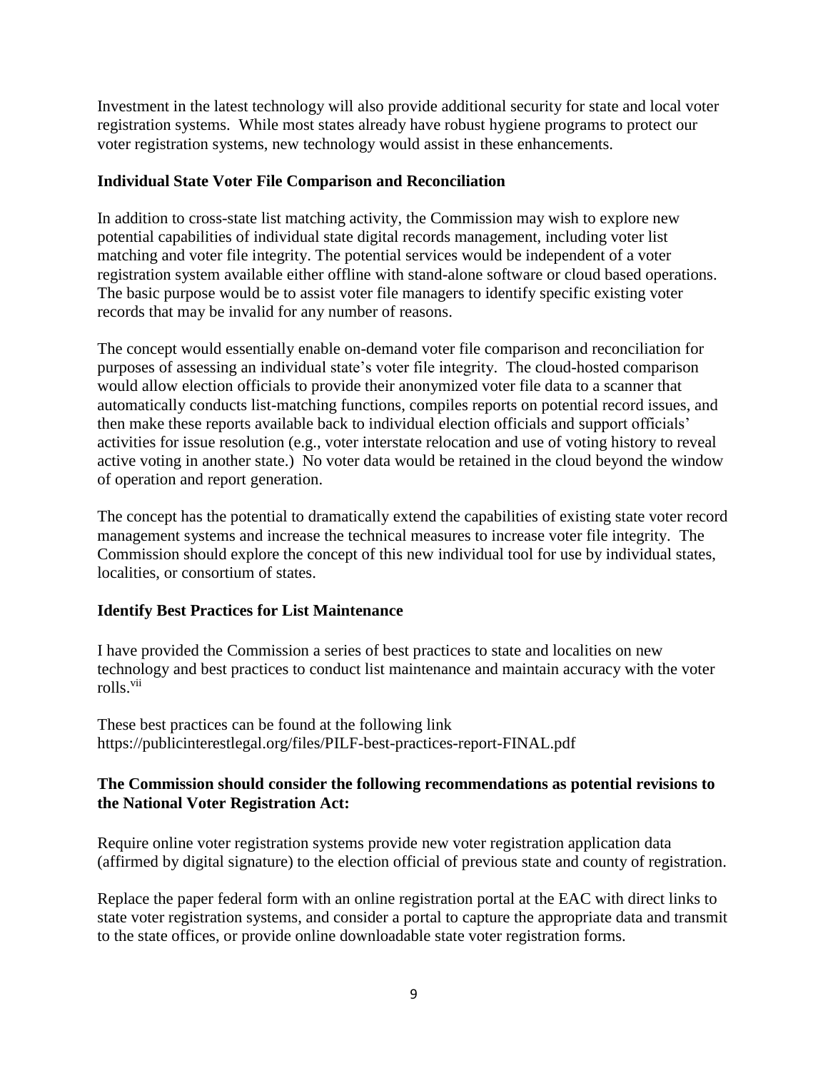Investment in the latest technology will also provide additional security for state and local voter registration systems. While most states already have robust hygiene programs to protect our voter registration systems, new technology would assist in these enhancements.

**Individual State Voter File Comparison and Reconciliation**

In addition to cross-state list matching activity, the Commission may wish to explore new potential capabilities of individual state digital records management, including voter list matching and voter file integrity. The potential services would be independent of a voter registration system available either offline with stand-alone software or cloud based operations. The basic purpose would be to assist voter file managers to identify specific existing voter records that may be invalid for any number of reasons.

The concept would essentially enable on-demand voter file comparison and reconciliation for purposes of assessing an individual state's voter file integrity. The cloud-hosted comparison would allow election officials to provide their anonymized voter file data to a scanner that automatically conducts list-matching functions, compiles reports on potential record issues, and then make these reports available back to individual election officials and support officials' activities for issue resolution (e.g., voter interstate relocation and use of voting history to reveal active voting in another state.) No voter data would be retained in the cloud beyond the window of operation and report generation.

The concept has the potential to dramatically extend the capabilities of existing state voter record management systems and increase the technical measures to increase voter file integrity. The Commission should explore the concept of this new individual tool for use by individual states, localities, or consortium of states.

**Identify Best Practices for List Maintenance**

I have provided the Commission a series of best practices to state and localities on new technology and best practices to conduct list maintenance and maintain accuracy with the voter rolls.[vii]

These best practices can be found at the following link
https://publicinterestlegal.org/files/PILF-best-practices-report-FINAL.pdf

**The Commission should consider the following recommendations as potential revisions to the National Voter Registration Act:**

Require online voter registration systems provide new voter registration application data (affirmed by digital signature) to the election official of previous state and county of registration.

Replace the paper federal form with an online registration portal at the EAC with direct links to state voter registration systems, and consider a portal to capture the appropriate data and transmit to the state offices, or provide online downloadable state voter registration forms.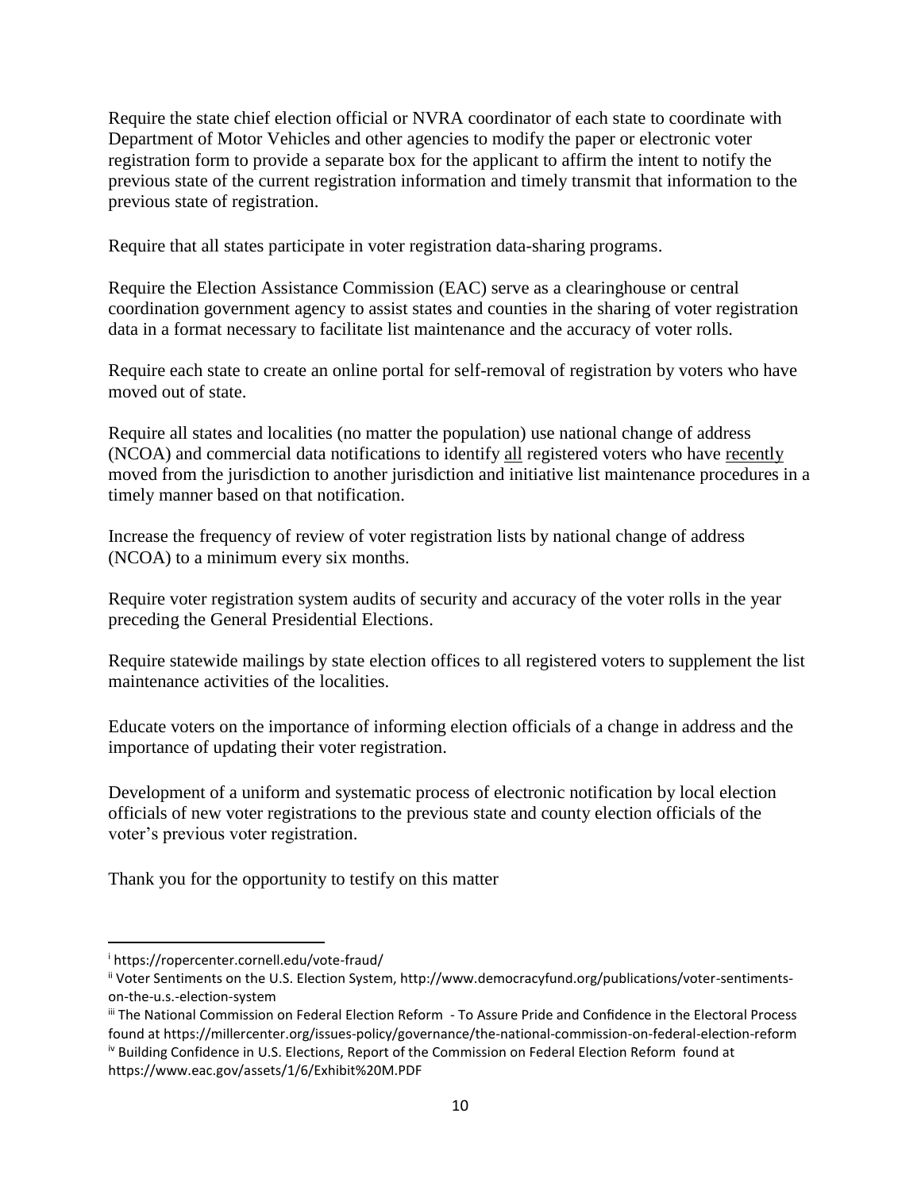Require the state chief election official or NVRA coordinator of each state to coordinate with Department of Motor Vehicles and other agencies to modify the paper or electronic voter registration form to provide a separate box for the applicant to affirm the intent to notify the previous state of the current registration information and timely transmit that information to the previous state of registration.

Require that all states participate in voter registration data-sharing programs.

Require the Election Assistance Commission (EAC) serve as a clearinghouse or central coordination government agency to assist states and counties in the sharing of voter registration data in a format necessary to facilitate list maintenance and the accuracy of voter rolls.

Require each state to create an online portal for self-removal of registration by voters who have moved out of state.

Require all states and localities (no matter the population) use national change of address (NCOA) and commercial data notifications to identify <u>all</u> registered voters who have <u>recently</u> moved from the jurisdiction to another jurisdiction and initiative list maintenance procedures in a timely manner based on that notification.

Increase the frequency of review of voter registration lists by national change of address (NCOA) to a minimum every six months.

Require voter registration system audits of security and accuracy of the voter rolls in the year preceding the General Presidential Elections.

Require statewide mailings by state election offices to all registered voters to supplement the list maintenance activities of the localities.

Educate voters on the importance of informing election officials of a change in address and the importance of updating their voter registration.

Development of a uniform and systematic process of electronic notification by local election officials of new voter registrations to the previous state and county election officials of the voter's previous voter registration.

Thank you for the opportunity to testify on this matter

---

[i] https://ropercenter.cornell.edu/vote-fraud/

[ii] Voter Sentiments on the U.S. Election System, http://www.democracyfund.org/publications/voter-sentiments-on-the-u.s.-election-system

[iii] The National Commission on Federal Election Reform - To Assure Pride and Confidence in the Electoral Process found at https://millercenter.org/issues-policy/governance/the-national-commission-on-federal-election-reform

[iv] Building Confidence in U.S. Elections, Report of the Commission on Federal Election Reform found at https://www.eac.gov/assets/1/6/Exhibit%20M.PDF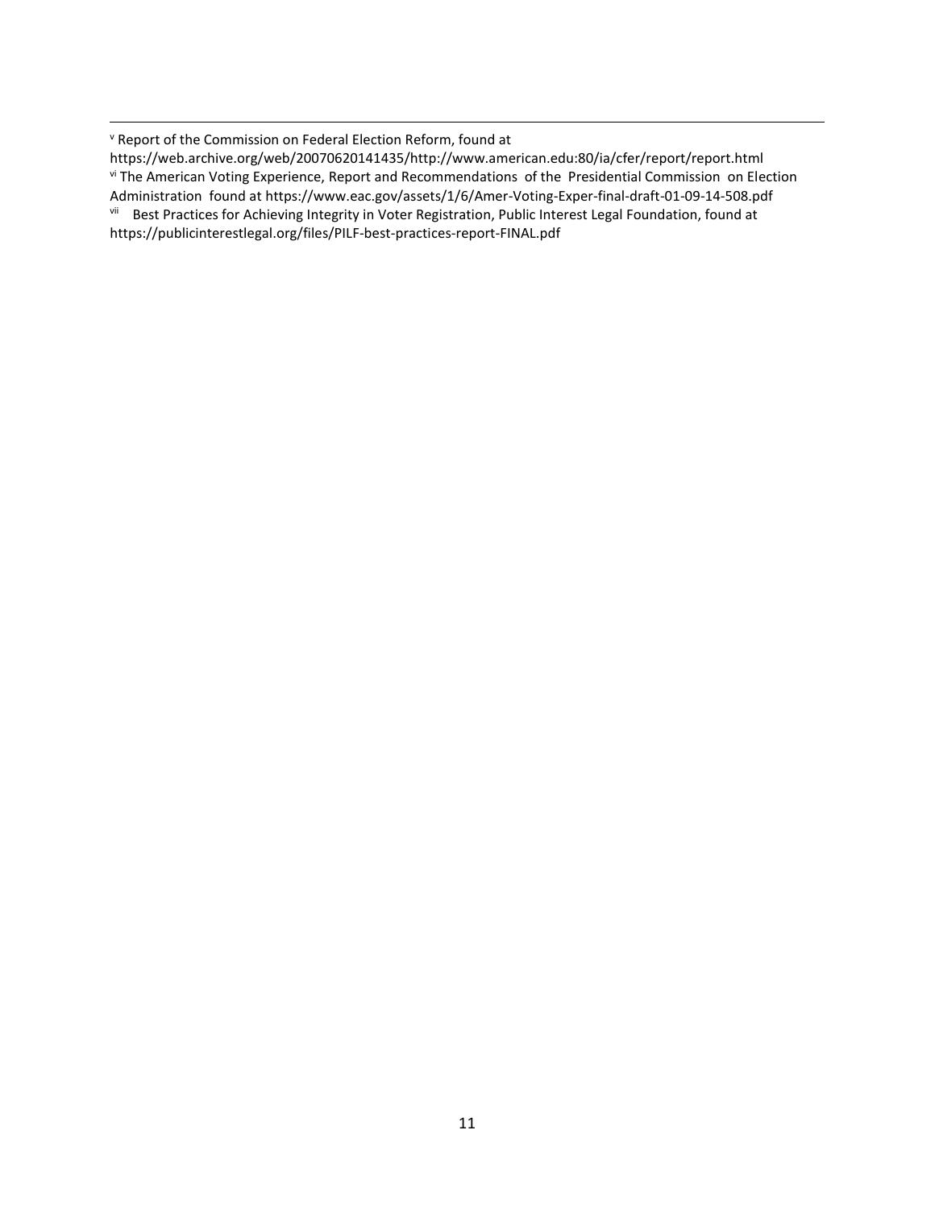[v] Report of the Commission on Federal Election Reform, found at https://web.archive.org/web/20070620141435/http://www.american.edu:80/ia/cfer/report/report.html

[vi] The American Voting Experience, Report and Recommendations of the Presidential Commission on Election Administration found at https://www.eac.gov/assets/1/6/Amer-Voting-Exper-final-draft-01-09-14-508.pdf

[vii] Best Practices for Achieving Integrity in Voter Registration, Public Interest Legal Foundation, found at https://publicinterestlegal.org/files/PILF-best-practices-report-FINAL.pdf